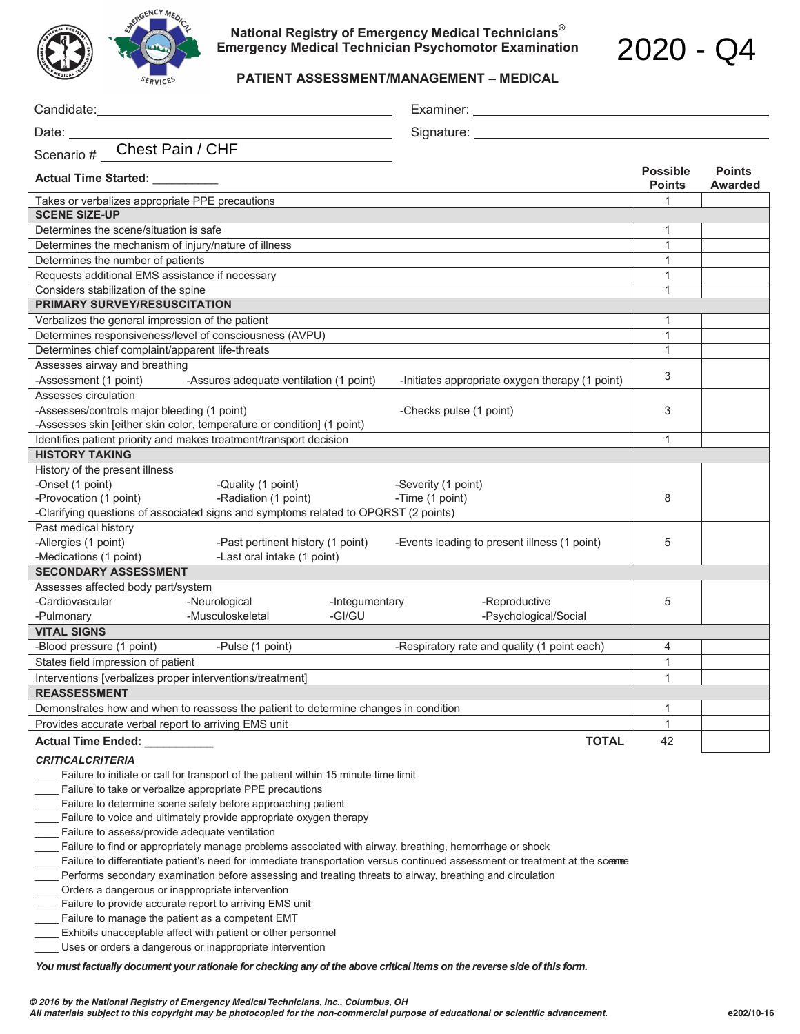**National Registry of Emergency Medical Technicians®**
**Emergency Medical Technician Psychomotor Examination**

# 2020 - Q4

## PATIENT ASSESSMENT/MANAGEMENT – MEDICAL

Candidate: ______________________ Examiner: ______________________

Date: ______________________ Signature: ______________________

Scenario # Chest Pain / CHF

| **Actual Time Started:** __________ | **Possible Points** | **Points Awarded** |
|---|---|---|
| Takes or verbalizes appropriate PPE precautions | 1 | |
| **SCENE SIZE-UP** | | |
| Determines the scene/situation is safe | 1 | |
| Determines the mechanism of injury/nature of illness | 1 | |
| Determines the number of patients | 1 | |
| Requests additional EMS assistance if necessary | 1 | |
| Considers stabilization of the spine | 1 | |
| **PRIMARY SURVEY/RESUSCITATION** | | |
| Verbalizes the general impression of the patient | 1 | |
| Determines responsiveness/level of consciousness (AVPU) | 1 | |
| Determines chief complaint/apparent life-threats | 1 | |
| Assesses airway and breathing<br>-Assessment (1 point) -Assures adequate ventilation (1 point) -Initiates appropriate oxygen therapy (1 point) | 3 | |
| Assesses circulation<br>-Assesses/controls major bleeding (1 point) -Checks pulse (1 point)<br>-Assesses skin [either skin color, temperature or condition] (1 point) | 3 | |
| Identifies patient priority and makes treatment/transport decision | 1 | |
| **HISTORY TAKING** | | |
| History of the present illness<br>-Onset (1 point) -Quality (1 point) -Severity (1 point)<br>-Provocation (1 point) -Radiation (1 point) -Time (1 point)<br>-Clarifying questions of associated signs and symptoms related to OPQRST (2 points) | 8 | |
| Past medical history<br>-Allergies (1 point) -Past pertinent history (1 point) -Events leading to present illness (1 point)<br>-Medications (1 point) -Last oral intake (1 point) | 5 | |
| **SECONDARY ASSESSMENT** | | |
| Assesses affected body part/system<br>-Cardiovascular -Neurological -Integumentary -Reproductive<br>-Pulmonary -Musculoskeletal -GI/GU -Psychological/Social | 5 | |
| **VITAL SIGNS** | | |
| -Blood pressure (1 point) -Pulse (1 point) -Respiratory rate and quality (1 point each) | 4 | |
| States field impression of patient | 1 | |
| Interventions [verbalizes proper interventions/treatment] | 1 | |
| **REASSESSMENT** | | |
| Demonstrates how and when to reassess the patient to determine changes in condition | 1 | |
| Provides accurate verbal report to arriving EMS unit | 1 | |
| **Actual Time Ended:** __________ **TOTAL** | 42 | |

***CRITICALCRITERIA***

____ Failure to initiate or call for transport of the patient within 15 minute time limit
____ Failure to take or verbalize appropriate PPE precautions
____ Failure to determine scene safety before approaching patient
____ Failure to voice and ultimately provide appropriate oxygen therapy
____ Failure to assess/provide adequate ventilation
____ Failure to find or appropriately manage problems associated with airway, breathing, hemorrhage or shock
____ Failure to differentiate patient's need for immediate transportation versus continued assessment or treatment at the scene
____ Performs secondary examination before assessing and treating threats to airway, breathing and circulation
____ Orders a dangerous or inappropriate intervention
____ Failure to provide accurate report to arriving EMS unit
____ Failure to manage the patient as a competent EMT
____ Exhibits unacceptable affect with patient or other personnel
____ Uses or orders a dangerous or inappropriate intervention

***You must factually document your rationale for checking any of the above critical items on the reverse side of this form.***

*© 2016 by the National Registry of Emergency Medical Technicians, Inc., Columbus, OH*
*All materials subject to this copyright may be photocopied for the non-commercial purpose of educational or scientific advancement.* e202/10-16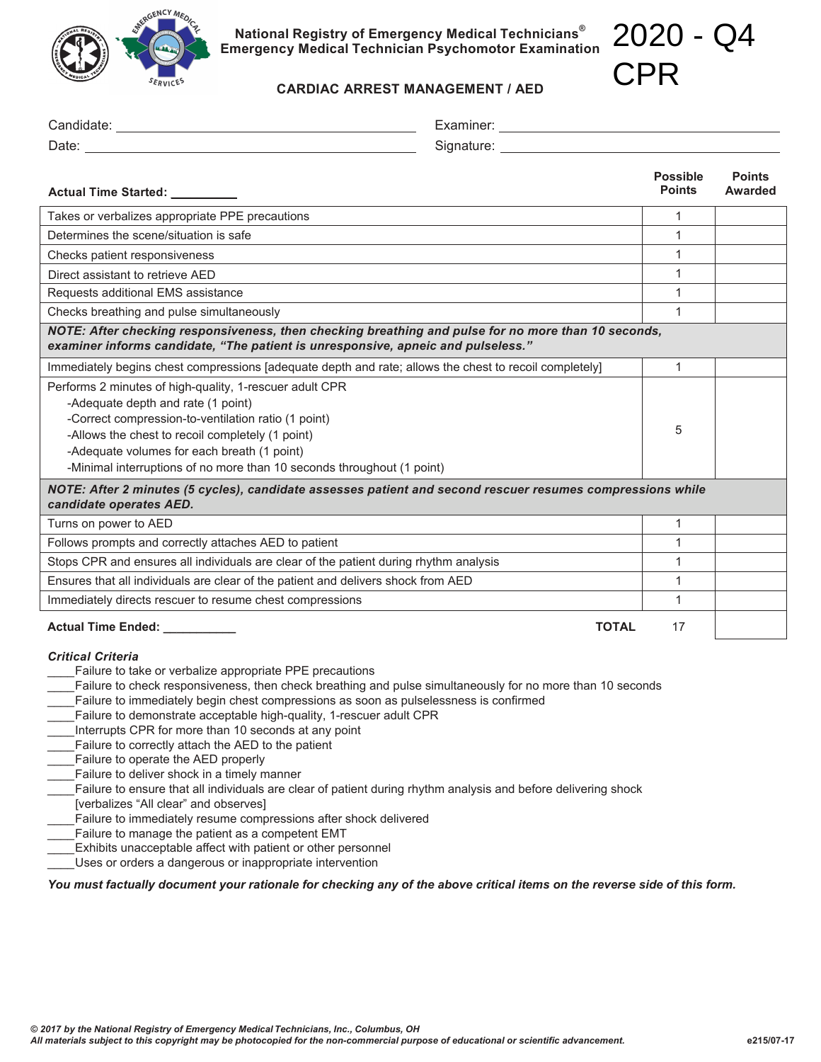**National Registry of Emergency Medical Technicians®**
**Emergency Medical Technician Psychomotor Examination**

# 2020 - Q4 CPR

## CARDIAC ARREST MANAGEMENT / AED

Candidate: ______________________________ Examiner: ______________________________

Date: ______________________________ Signature: ______________________________

**Actual Time Started: _________**

| | Possible Points | Points Awarded |
|---|---|---|
| Takes or verbalizes appropriate PPE precautions | 1 | |
| Determines the scene/situation is safe | 1 | |
| Checks patient responsiveness | 1 | |
| Direct assistant to retrieve AED | 1 | |
| Requests additional EMS assistance | 1 | |
| Checks breathing and pulse simultaneously | 1 | |
| ***NOTE: After checking responsiveness, then checking breathing and pulse for no more than 10 seconds, examiner informs candidate, "The patient is unresponsive, apneic and pulseless."*** | | |
| Immediately begins chest compressions [adequate depth and rate; allows the chest to recoil completely] | 1 | |
| Performs 2 minutes of high-quality, 1-rescuer adult CPR<br>-Adequate depth and rate (1 point)<br>-Correct compression-to-ventilation ratio (1 point)<br>-Allows the chest to recoil completely (1 point)<br>-Adequate volumes for each breath (1 point)<br>-Minimal interruptions of no more than 10 seconds throughout (1 point) | 5 | |
| ***NOTE: After 2 minutes (5 cycles), candidate assesses patient and second rescuer resumes compressions while candidate operates AED.*** | | |
| Turns on power to AED | 1 | |
| Follows prompts and correctly attaches AED to patient | 1 | |
| Stops CPR and ensures all individuals are clear of the patient during rhythm analysis | 1 | |
| Ensures that all individuals are clear of the patient and delivers shock from AED | 1 | |
| Immediately directs rescuer to resume chest compressions | 1 | |
| **Actual Time Ended: ___________** **TOTAL** | 17 | |

***Critical Criteria***

____Failure to take or verbalize appropriate PPE precautions
____Failure to check responsiveness, then check breathing and pulse simultaneously for no more than 10 seconds
____Failure to immediately begin chest compressions as soon as pulselessness is confirmed
____Failure to demonstrate acceptable high-quality, 1-rescuer adult CPR
____Interrupts CPR for more than 10 seconds at any point
____Failure to correctly attach the AED to the patient
____Failure to operate the AED properly
____Failure to deliver shock in a timely manner
____Failure to ensure that all individuals are clear of patient during rhythm analysis and before delivering shock [verbalizes "All clear" and observes]
____Failure to immediately resume compressions after shock delivered
____Failure to manage the patient as a competent EMT
____Exhibits unacceptable affect with patient or other personnel
____Uses or orders a dangerous or inappropriate intervention

***You must factually document your rationale for checking any of the above critical items on the reverse side of this form.***

*© 2017 by the National Registry of Emergency Medical Technicians, Inc., Columbus, OH*
*All materials subject to this copyright may be photocopied for the non-commercial purpose of educational or scientific advancement.*

e215/07-17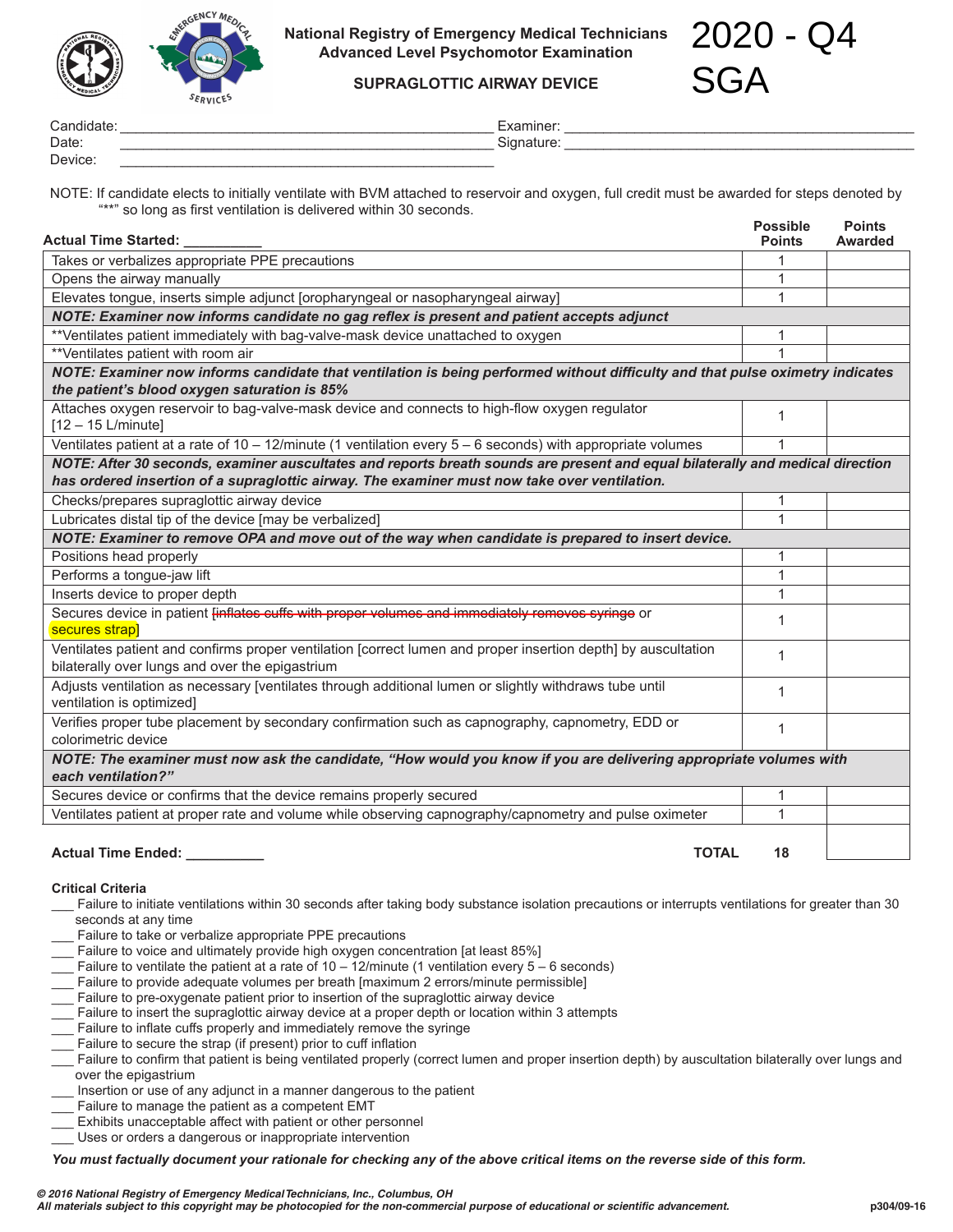National Registry of Emergency Medical Technicians
Advanced Level Psychomotor Examination

# 2020 - Q4 SGA

## SUPRAGLOTTIC AIRWAY DEVICE

Candidate: ______________________________ Examiner: ______________________________
Date: ______________________________ Signature: ______________________________
Device: ______________________________

NOTE: If candidate elects to initially ventilate with BVM attached to reservoir and oxygen, full credit must be awarded for steps denoted by "**" so long as first ventilation is delivered within 30 seconds.

| Actual Time Started: __________ | Possible Points | Points Awarded |
|---|---|---|
| Takes or verbalizes appropriate PPE precautions | 1 | |
| Opens the airway manually | 1 | |
| Elevates tongue, inserts simple adjunct [oropharyngeal or nasopharyngeal airway] | 1 | |
| ***NOTE: Examiner now informs candidate no gag reflex is present and patient accepts adjunct*** | | |
| **Ventilates patient immediately with bag-valve-mask device unattached to oxygen | 1 | |
| **Ventilates patient with room air | 1 | |
| ***NOTE: Examiner now informs candidate that ventilation is being performed without difficulty and that pulse oximetry indicates the patient's blood oxygen saturation is 85%*** | | |
| Attaches oxygen reservoir to bag-valve-mask device and connects to high-flow oxygen regulator [12 – 15 L/minute] | 1 | |
| Ventilates patient at a rate of 10 – 12/minute (1 ventilation every 5 – 6 seconds) with appropriate volumes | 1 | |
| ***NOTE: After 30 seconds, examiner auscultates and reports breath sounds are present and equal bilaterally and medical direction has ordered insertion of a supraglottic airway. The examiner must now take over ventilation.*** | | |
| Checks/prepares supraglottic airway device | 1 | |
| Lubricates distal tip of the device [may be verbalized] | 1 | |
| ***NOTE: Examiner to remove OPA and move out of the way when candidate is prepared to insert device.*** | | |
| Positions head properly | 1 | |
| Performs a tongue-jaw lift | 1 | |
| Inserts device to proper depth | 1 | |
| Secures device in patient ~~[inflates cuffs with proper volumes and immediately removes syringe~~ or secures strap] | 1 | |
| Ventilates patient and confirms proper ventilation [correct lumen and proper insertion depth] by auscultation bilaterally over lungs and over the epigastrium | 1 | |
| Adjusts ventilation as necessary [ventilates through additional lumen or slightly withdraws tube until ventilation is optimized] | 1 | |
| Verifies proper tube placement by secondary confirmation such as capnography, capnometry, EDD or colorimetric device | 1 | |
| ***NOTE: The examiner must now ask the candidate, "How would you know if you are delivering appropriate volumes with each ventilation?"*** | | |
| Secures device or confirms that the device remains properly secured | 1 | |
| Ventilates patient at proper rate and volume while observing capnography/capnometry and pulse oximeter | 1 | |
| **Actual Time Ended: __________** **TOTAL** | **18** | |

### Critical Criteria

- ___ Failure to initiate ventilations within 30 seconds after taking body substance isolation precautions or interrupts ventilations for greater than 30 seconds at any time
- ___ Failure to take or verbalize appropriate PPE precautions
- ___ Failure to voice and ultimately provide high oxygen concentration [at least 85%]
- ___ Failure to ventilate the patient at a rate of 10 – 12/minute (1 ventilation every 5 – 6 seconds)
- ___ Failure to provide adequate volumes per breath [maximum 2 errors/minute permissible]
- ___ Failure to pre-oxygenate patient prior to insertion of the supraglottic airway device
- ___ Failure to insert the supraglottic airway device at a proper depth or location within 3 attempts
- ___ Failure to inflate cuffs properly and immediately remove the syringe
- ___ Failure to secure the strap (if present) prior to cuff inflation
- ___ Failure to confirm that patient is being ventilated properly (correct lumen and proper insertion depth) by auscultation bilaterally over lungs and over the epigastrium
- ___ Insertion or use of any adjunct in a manner dangerous to the patient
- ___ Failure to manage the patient as a competent EMT
- ___ Exhibits unacceptable affect with patient or other personnel
- ___ Uses or orders a dangerous or inappropriate intervention

***You must factually document your rationale for checking any of the above critical items on the reverse side of this form.***

*© 2016 National Registry of Emergency Medical Technicians, Inc., Columbus, OH*
*All materials subject to this copyright may be photocopied for the non-commercial purpose of educational or scientific advancement.*

p304/09-16